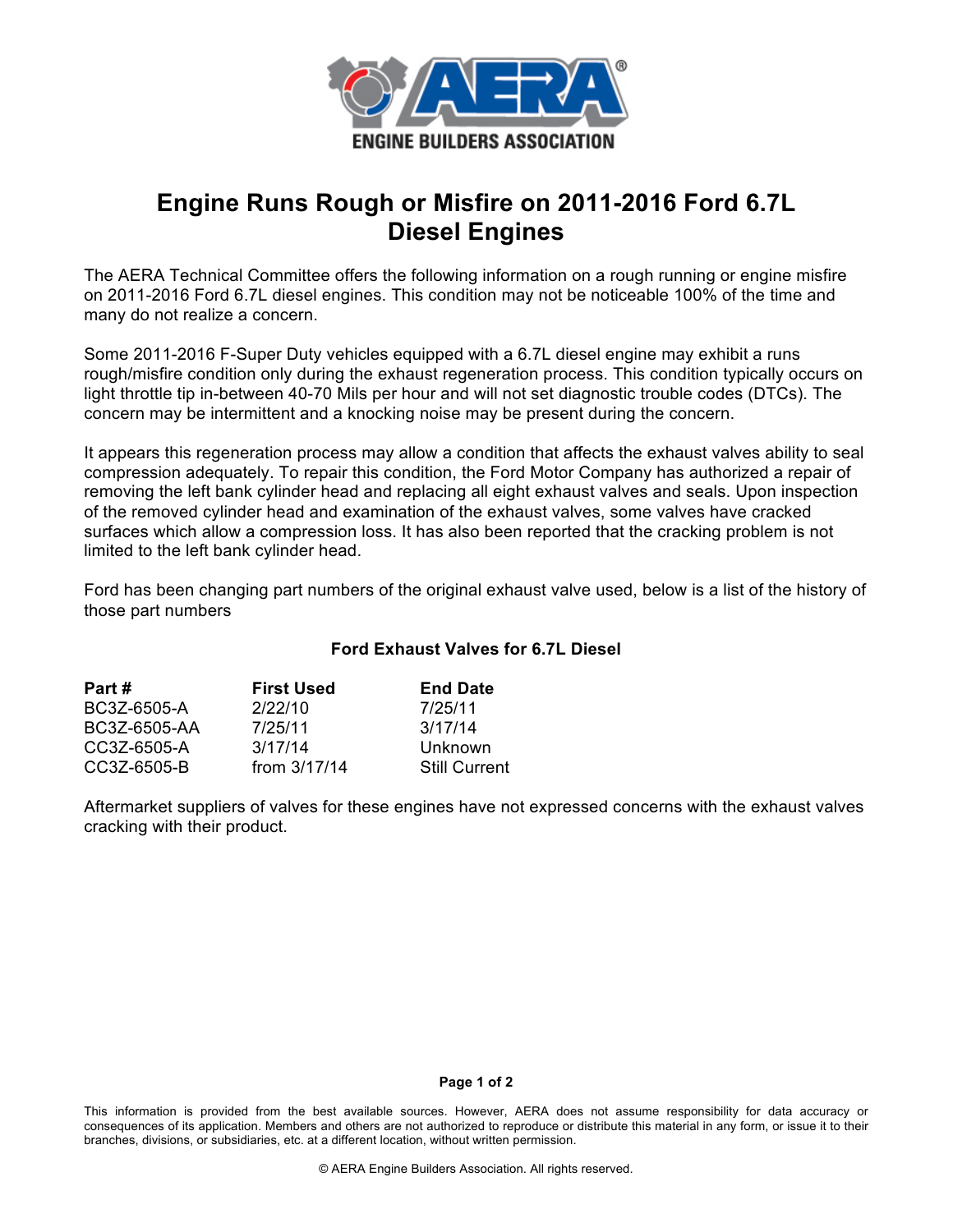# Engine Runs Rough or Misfire on 2011-2016 Ford 6.7L Diesel Engines

The AERA Technical Committee offers the following information on a rough running or engine misfire on 2011-2016 Ford 6.7L diesel engines. This condition may not be noticeable 100% of the time and many do not realize a concern.

Some 2011-2016 F-Super Duty vehicles equipped with a 6.7L diesel engine may exhibit a runs rough/misfire condition only during the exhaust regeneration process. This condition typically occurs on light throttle tip in-between 40-70 Mils per hour and will not set diagnostic trouble codes (DTCs). The concern may be intermittent and a knocking noise may be present during the concern.

It appears this regeneration process may allow a condition that affects the exhaust valves ability to seal compression adequately. To repair this condition, the Ford Motor Company has authorized a repair of removing the left bank cylinder head and replacing all eight exhaust valves and seals. Upon inspection of the removed cylinder head and examination of the exhaust valves, some valves have cracked surfaces which allow a compression loss. It has also been reported that the cracking problem is not limited to the left bank cylinder head.

Ford has been changing part numbers of the original exhaust valve used, below is a list of the history of those part numbers

**Ford Exhaust Valves for 6.7L Diesel**

| Part # | First Used | End Date |
|---|---|---|
| BC3Z-6505-A | 2/22/10 | 7/25/11 |
| BC3Z-6505-AA | 7/25/11 | 3/17/14 |
| CC3Z-6505-A | 3/17/14 | Unknown |
| CC3Z-6505-B | from 3/17/14 | Still Current |

Aftermarket suppliers of valves for these engines have not expressed concerns with the exhaust valves cracking with their product.

This information is provided from the best available sources. However, AERA does not assume responsibility for data accuracy or consequences of its application. Members and others are not authorized to reproduce or distribute this material in any form, or issue it to their branches, divisions, or subsidiaries, etc. at a different location, without written permission.

© AERA Engine Builders Association. All rights reserved.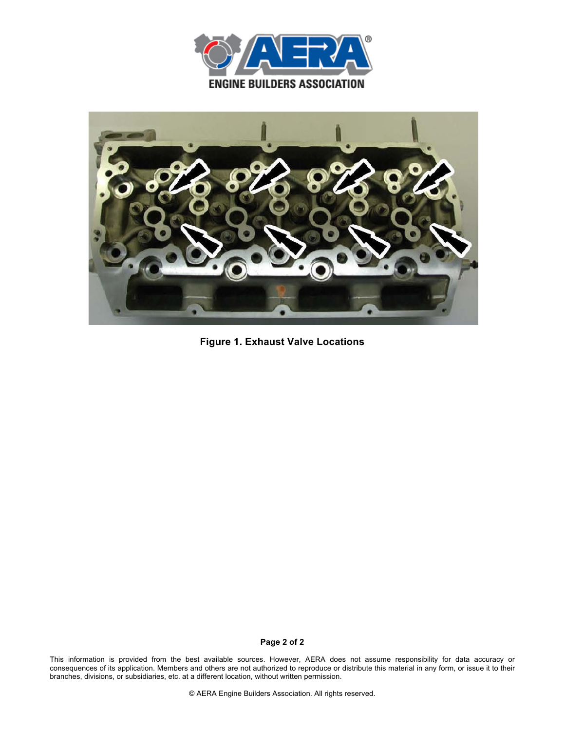**Figure 1. Exhaust Valve Locations**

This information is provided from the best available sources. However, AERA does not assume responsibility for data accuracy or consequences of its application. Members and others are not authorized to reproduce or distribute this material in any form, or issue it to their branches, divisions, or subsidiaries, etc. at a different location, without written permission.

© AERA Engine Builders Association. All rights reserved.